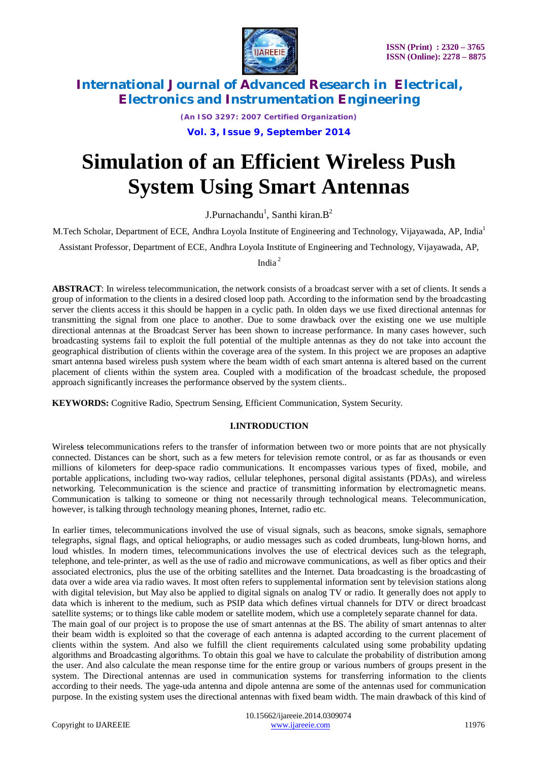# Simulation of an Efficient Wireless Push System Using Smart Antennas

J.Purnachandu[1], Santhi kiran.B[2]

M.Tech Scholar, Department of ECE, Andhra Loyola Institute of Engineering and Technology, Vijayawada, AP, India[1]

Assistant Professor, Department of ECE, Andhra Loyola Institute of Engineering and Technology, Vijayawada, AP, India[2]

**ABSTRACT**: In wireless telecommunication, the network consists of a broadcast server with a set of clients. It sends a group of information to the clients in a desired closed loop path. According to the information send by the broadcasting server the clients access it this should be happen in a cyclic path. In olden days we use fixed directional antennas for transmitting the signal from one place to another. Due to some drawback over the existing one we use multiple directional antennas at the Broadcast Server has been shown to increase performance. In many cases however, such broadcasting systems fail to exploit the full potential of the multiple antennas as they do not take into account the geographical distribution of clients within the coverage area of the system. In this project we are proposes an adaptive smart antenna based wireless push system where the beam width of each smart antenna is altered based on the current placement of clients within the system area. Coupled with a modification of the broadcast schedule, the proposed approach significantly increases the performance observed by the system clients..

**KEYWORDS:** Cognitive Radio, Spectrum Sensing, Efficient Communication, System Security.

## I.INTRODUCTION

Wireless telecommunications refers to the transfer of information between two or more points that are not physically connected. Distances can be short, such as a few meters for television remote control, or as far as thousands or even millions of kilometers for deep-space radio communications. It encompasses various types of fixed, mobile, and portable applications, including two-way radios, cellular telephones, personal digital assistants (PDAs), and wireless networking. Telecommunication is the science and practice of transmitting information by electromagnetic means. Communication is talking to someone or thing not necessarily through technological means. Telecommunication, however, is talking through technology meaning phones, Internet, radio etc.

In earlier times, telecommunications involved the use of visual signals, such as beacons, smoke signals, semaphore telegraphs, signal flags, and optical heliographs, or audio messages such as coded drumbeats, lung-blown horns, and loud whistles. In modern times, telecommunications involves the use of electrical devices such as the telegraph, telephone, and tele-printer, as well as the use of radio and microwave communications, as well as fiber optics and their associated electronics, plus the use of the orbiting satellites and the Internet. Data broadcasting is the broadcasting of data over a wide area via radio waves. It most often refers to supplemental information sent by television stations along with digital television, but May also be applied to digital signals on analog TV or radio. It generally does not apply to data which is inherent to the medium, such as PSIP data which defines virtual channels for DTV or direct broadcast satellite systems; or to things like cable modem or satellite modem, which use a completely separate channel for data.

The main goal of our project is to propose the use of smart antennas at the BS. The ability of smart antennas to alter their beam width is exploited so that the coverage of each antenna is adapted according to the current placement of clients within the system. And also we fulfill the client requirements calculated using some probability updating algorithms and Broadcasting algorithms. To obtain this goal we have to calculate the probability of distribution among the user. And also calculate the mean response time for the entire group or various numbers of groups present in the system. The Directional antennas are used in communication systems for transferring information to the clients according to their needs. The yage-uda antenna and dipole antenna are some of the antennas used for communication purpose. In the existing system uses the directional antennas with fixed beam width. The main drawback of this kind of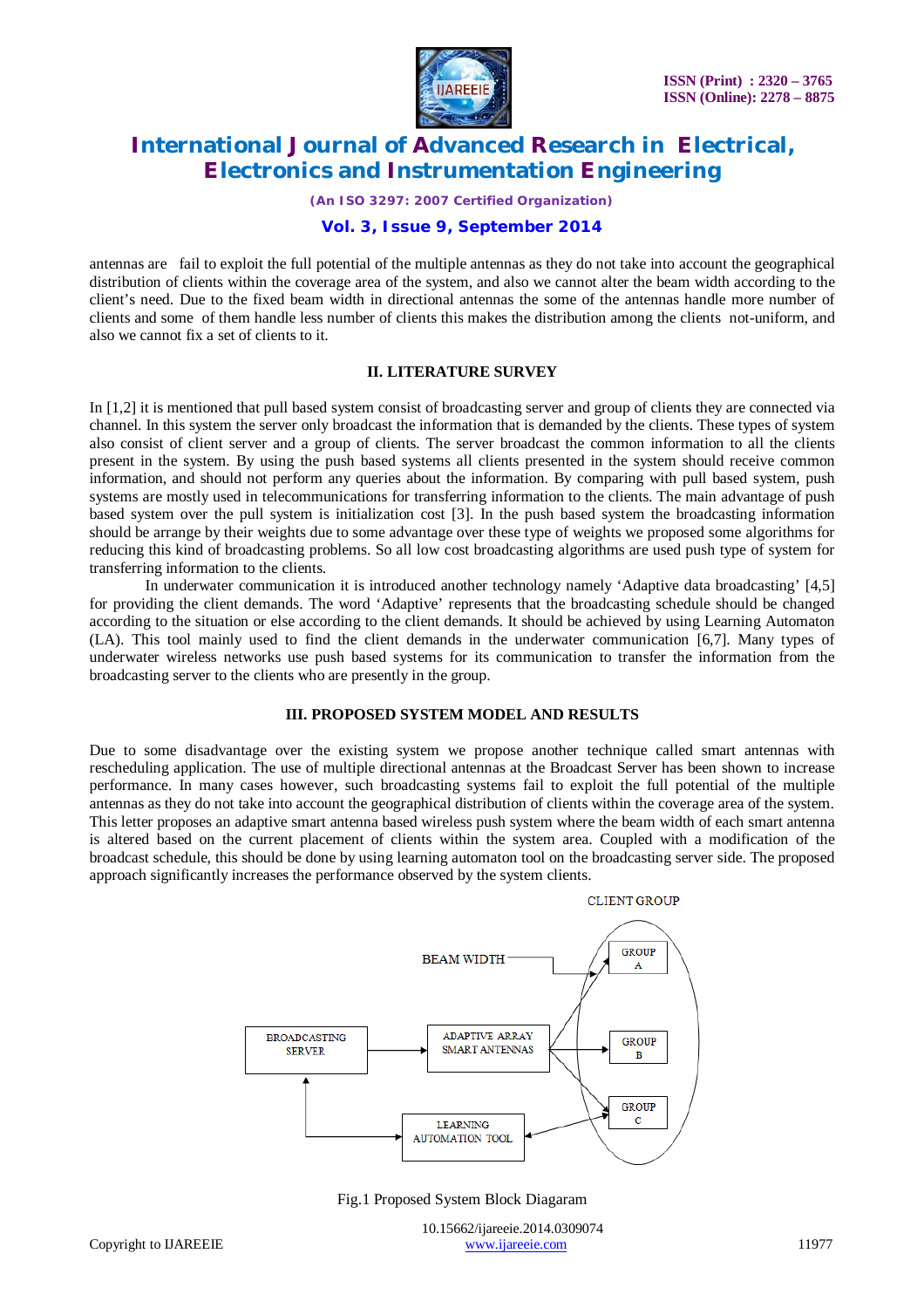antennas are fail to exploit the full potential of the multiple antennas as they do not take into account the geographical distribution of clients within the coverage area of the system, and also we cannot alter the beam width according to the client's need. Due to the fixed beam width in directional antennas the some of the antennas handle more number of clients and some of them handle less number of clients this makes the distribution among the clients not-uniform, and also we cannot fix a set of clients to it.

## II. LITERATURE SURVEY

In [1,2] it is mentioned that pull based system consist of broadcasting server and group of clients they are connected via channel. In this system the server only broadcast the information that is demanded by the clients. These types of system also consist of client server and a group of clients. The server broadcast the common information to all the clients present in the system. By using the push based systems all clients presented in the system should receive common information, and should not perform any queries about the information. By comparing with pull based system, push systems are mostly used in telecommunications for transferring information to the clients. The main advantage of push based system over the pull system is initialization cost [3]. In the push based system the broadcasting information should be arrange by their weights due to some advantage over these type of weights we proposed some algorithms for reducing this kind of broadcasting problems. So all low cost broadcasting algorithms are used push type of system for transferring information to the clients.

In underwater communication it is introduced another technology namely 'Adaptive data broadcasting' [4,5] for providing the client demands. The word 'Adaptive' represents that the broadcasting schedule should be changed according to the situation or else according to the client demands. It should be achieved by using Learning Automaton (LA). This tool mainly used to find the client demands in the underwater communication [6,7]. Many types of underwater wireless networks use push based systems for its communication to transfer the information from the broadcasting server to the clients who are presently in the group.

## III. PROPOSED SYSTEM MODEL AND RESULTS

Due to some disadvantage over the existing system we propose another technique called smart antennas with rescheduling application. The use of multiple directional antennas at the Broadcast Server has been shown to increase performance. In many cases however, such broadcasting systems fail to exploit the full potential of the multiple antennas as they do not take into account the geographical distribution of clients within the coverage area of the system. This letter proposes an adaptive smart antenna based wireless push system where the beam width of each smart antenna is altered based on the current placement of clients within the system area. Coupled with a modification of the broadcast schedule, this should be done by using learning automaton tool on the broadcasting server side. The proposed approach significantly increases the performance observed by the system clients.

CLIENT GROUP

BEAM WIDTH

GROUP A

BROADCASTING SERVER

ADAPTIVE ARRAY SMART ANTENNAS

GROUP B

GROUP C

LEARNING AUTOMATION TOOL

Fig.1 Proposed System Block Diagaram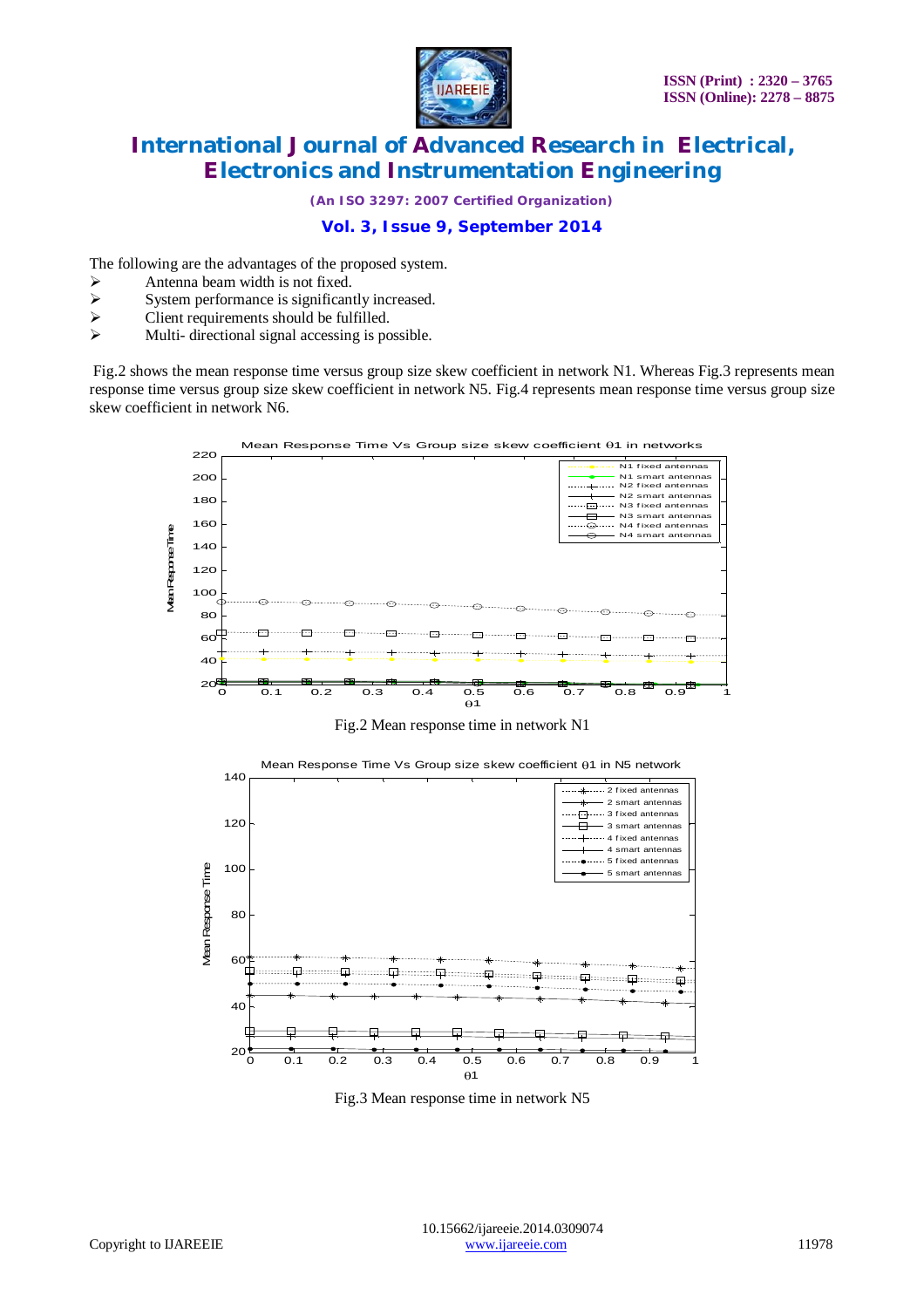The following are the advantages of the proposed system.

- Antenna beam width is not fixed.
- System performance is significantly increased.
- Client requirements should be fulfilled.
- Multi- directional signal accessing is possible.

Fig.2 shows the mean response time versus group size skew coefficient in network N1. Whereas Fig.3 represents mean response time versus group size skew coefficient in network N5. Fig.4 represents mean response time versus group size skew coefficient in network N6.

Fig.2 Mean response time in network N1

Fig.3 Mean response time in network N5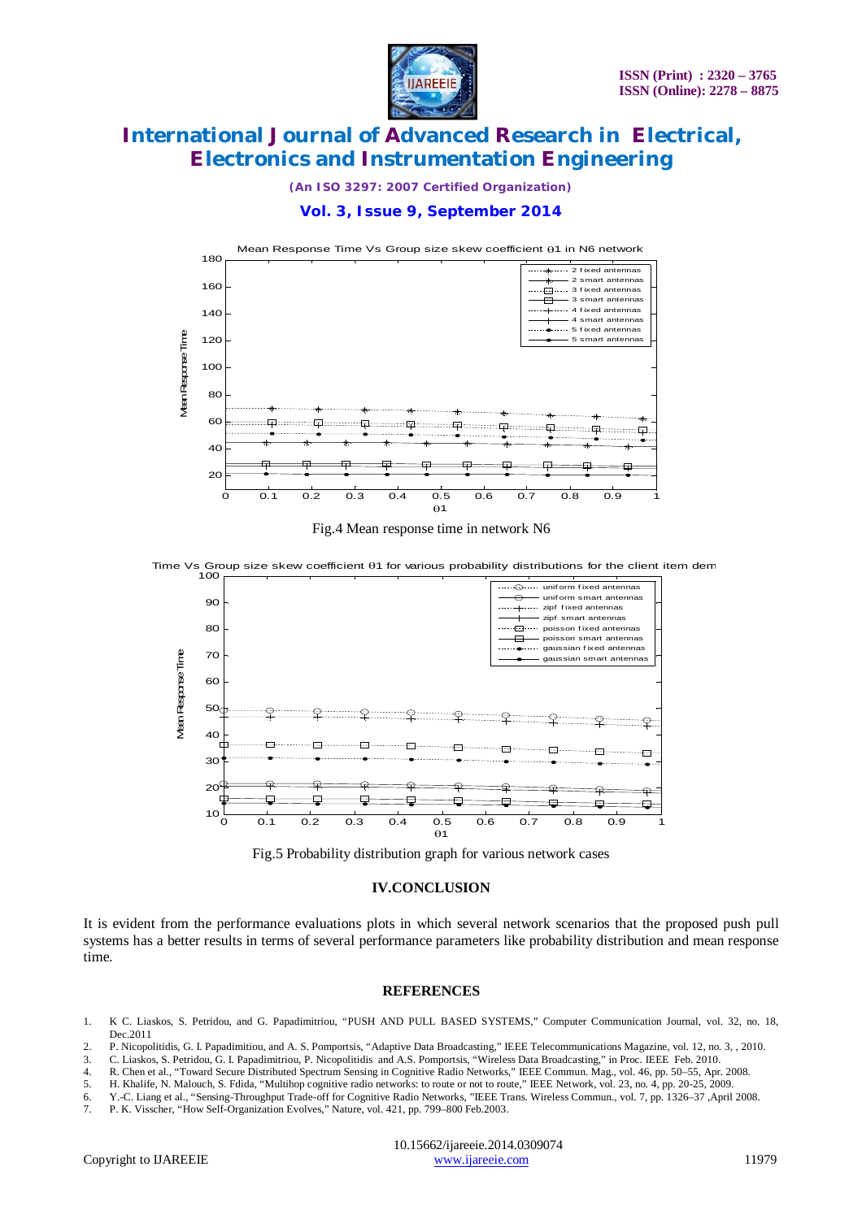Mean Response Time Vs Group size skew coefficient θ1 in N6 network

180
160
140
120
100
80
60
40
20

Mean Response Time

0 0.1 0.2 0.3 0.4 0.5 0.6 0.7 0.8 0.9 1

θ1

2 fixed antennas
2 smart antennas
3 fixed antennas
3 smart antennas
4 fixed antennas
4 smart antennas
5 fixed antennas
5 smart antennas

Fig.4 Mean response time in network N6

Time Vs Group size skew coefficient θ1 for various probability distributions for the client item dem

100
90
80
70
60
50
40
30
20
10

Mean Response Time

0 0.1 0.2 0.3 0.4 0.5 0.6 0.7 0.8 0.9 1

θ1

uniform fixed antennas
uniform smart antennas
zipf fixed antennas
zipf smart antennas
poisson fixed antennas
poisson smart antennas
gaussian fixed antennas
gaussian smart antennas

Fig.5 Probability distribution graph for various network cases

## IV.CONCLUSION

It is evident from the performance evaluations plots in which several network scenarios that the proposed push pull systems has a better results in terms of several performance parameters like probability distribution and mean response time.

## REFERENCES

1. K C. Liaskos, S. Petridou, and G. Papadimitriou, "PUSH AND PULL BASED SYSTEMS," Computer Communication Journal, vol. 32, no. 18, Dec.2011
2. P. Nicopolitidis, G. I. Papadimitiou, and A. S. Pomportsis, "Adaptive Data Broadcasting," IEEE Telecommunications Magazine, vol. 12, no. 3, , 2010.
3. C. Liaskos, S. Petridou, G. I. Papadimitriou, P. Nicopolitidis and A.S. Pomportsis, "Wireless Data Broadcasting," in Proc. IEEE Feb. 2010.
4. R. Chen et al., "Toward Secure Distributed Spectrum Sensing in Cognitive Radio Networks," IEEE Commun. Mag., vol. 46, pp. 50–55, Apr. 2008.
5. H. Khalife, N. Malouch, S. Fdida, "Multihop cognitive radio networks: to route or not to route," IEEE Network, vol. 23, no. 4, pp. 20-25, 2009.
6. Y.-C. Liang et al., "Sensing-Throughput Trade-off for Cognitive Radio Networks, "IEEE Trans. Wireless Commun., vol. 7, pp. 1326–37 ,April 2008.
7. P. K. Visscher, "How Self-Organization Evolves," Nature, vol. 421, pp. 799–800 Feb.2003.